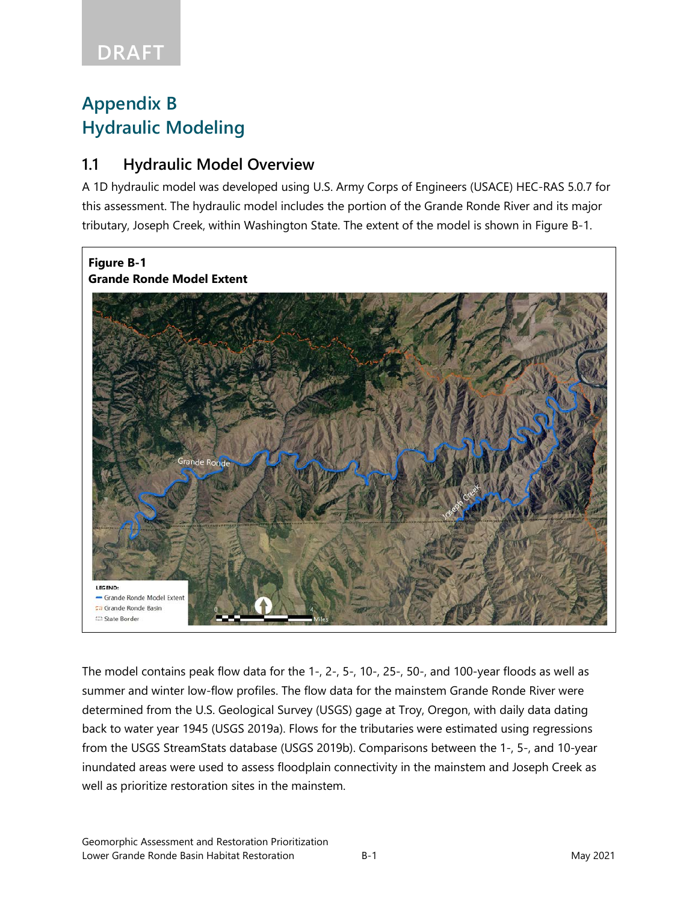DRAFT

# Appendix B
# Hydraulic Modeling

## 1.1 Hydraulic Model Overview

A 1D hydraulic model was developed using U.S. Army Corps of Engineers (USACE) HEC-RAS 5.0.7 for this assessment. The hydraulic model includes the portion of the Grande Ronde River and its major tributary, Joseph Creek, within Washington State. The extent of the model is shown in Figure B-1.

**Figure B-1**
**Grande Ronde Model Extent**

Grande Ronde

Joseph Creek

LEGEND:
Grande Ronde Model Extent
Grande Ronde Basin
State Border

0
4
Miles

The model contains peak flow data for the 1-, 2-, 5-, 10-, 25-, 50-, and 100-year floods as well as summer and winter low-flow profiles. The flow data for the mainstem Grande Ronde River were determined from the U.S. Geological Survey (USGS) gage at Troy, Oregon, with daily data dating back to water year 1945 (USGS 2019a). Flows for the tributaries were estimated using regressions from the USGS StreamStats database (USGS 2019b). Comparisons between the 1-, 5-, and 10-year inundated areas were used to assess floodplain connectivity in the mainstem and Joseph Creek as well as prioritize restoration sites in the mainstem.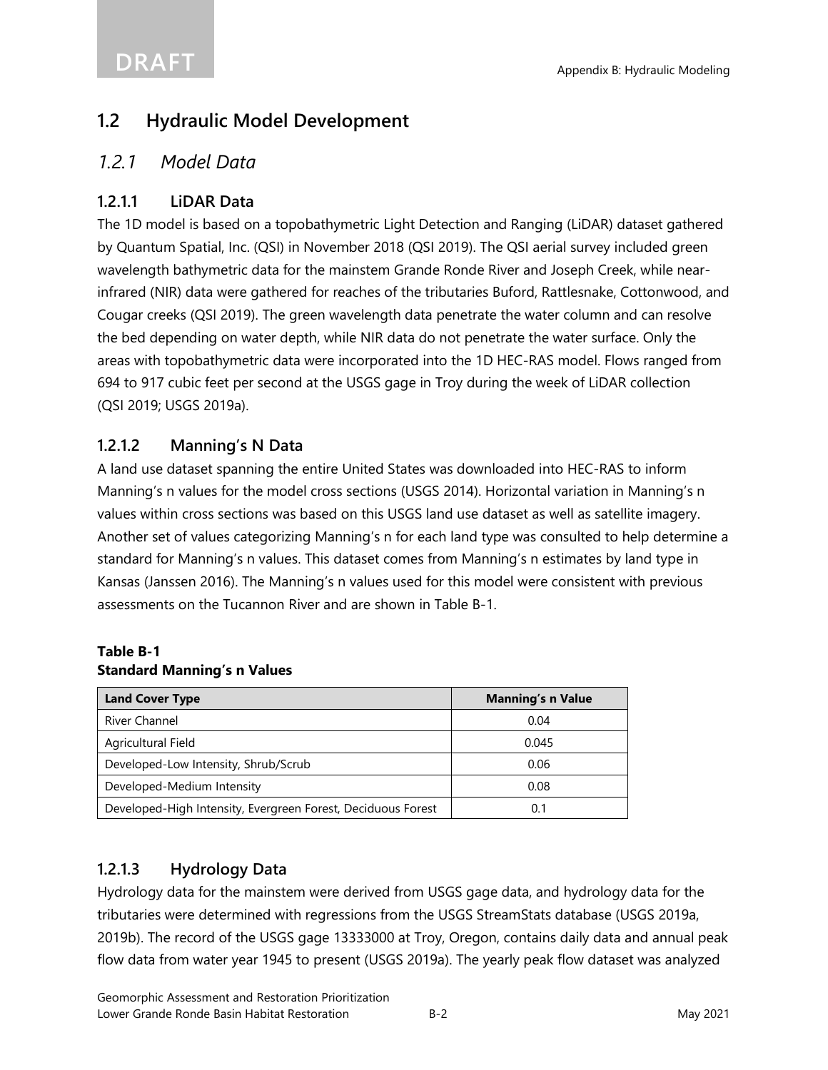## 1.2 Hydraulic Model Development

### *1.2.1 Model Data*

#### 1.2.1.1 LiDAR Data

The 1D model is based on a topobathymetric Light Detection and Ranging (LiDAR) dataset gathered by Quantum Spatial, Inc. (QSI) in November 2018 (QSI 2019). The QSI aerial survey included green wavelength bathymetric data for the mainstem Grande Ronde River and Joseph Creek, while near-infrared (NIR) data were gathered for reaches of the tributaries Buford, Rattlesnake, Cottonwood, and Cougar creeks (QSI 2019). The green wavelength data penetrate the water column and can resolve the bed depending on water depth, while NIR data do not penetrate the water surface. Only the areas with topobathymetric data were incorporated into the 1D HEC-RAS model. Flows ranged from 694 to 917 cubic feet per second at the USGS gage in Troy during the week of LiDAR collection (QSI 2019; USGS 2019a).

#### 1.2.1.2 Manning's N Data

A land use dataset spanning the entire United States was downloaded into HEC-RAS to inform Manning's n values for the model cross sections (USGS 2014). Horizontal variation in Manning's n values within cross sections was based on this USGS land use dataset as well as satellite imagery. Another set of values categorizing Manning's n for each land type was consulted to help determine a standard for Manning's n values. This dataset comes from Manning's n estimates by land type in Kansas (Janssen 2016). The Manning's n values used for this model were consistent with previous assessments on the Tucannon River and are shown in Table B-1.

**Table B-1**
**Standard Manning's n Values**

| Land Cover Type | Manning's n Value |
|---|---|
| River Channel | 0.04 |
| Agricultural Field | 0.045 |
| Developed-Low Intensity, Shrub/Scrub | 0.06 |
| Developed-Medium Intensity | 0.08 |
| Developed-High Intensity, Evergreen Forest, Deciduous Forest | 0.1 |

#### 1.2.1.3 Hydrology Data

Hydrology data for the mainstem were derived from USGS gage data, and hydrology data for the tributaries were determined with regressions from the USGS StreamStats database (USGS 2019a, 2019b). The record of the USGS gage 13333000 at Troy, Oregon, contains daily data and annual peak flow data from water year 1945 to present (USGS 2019a). The yearly peak flow dataset was analyzed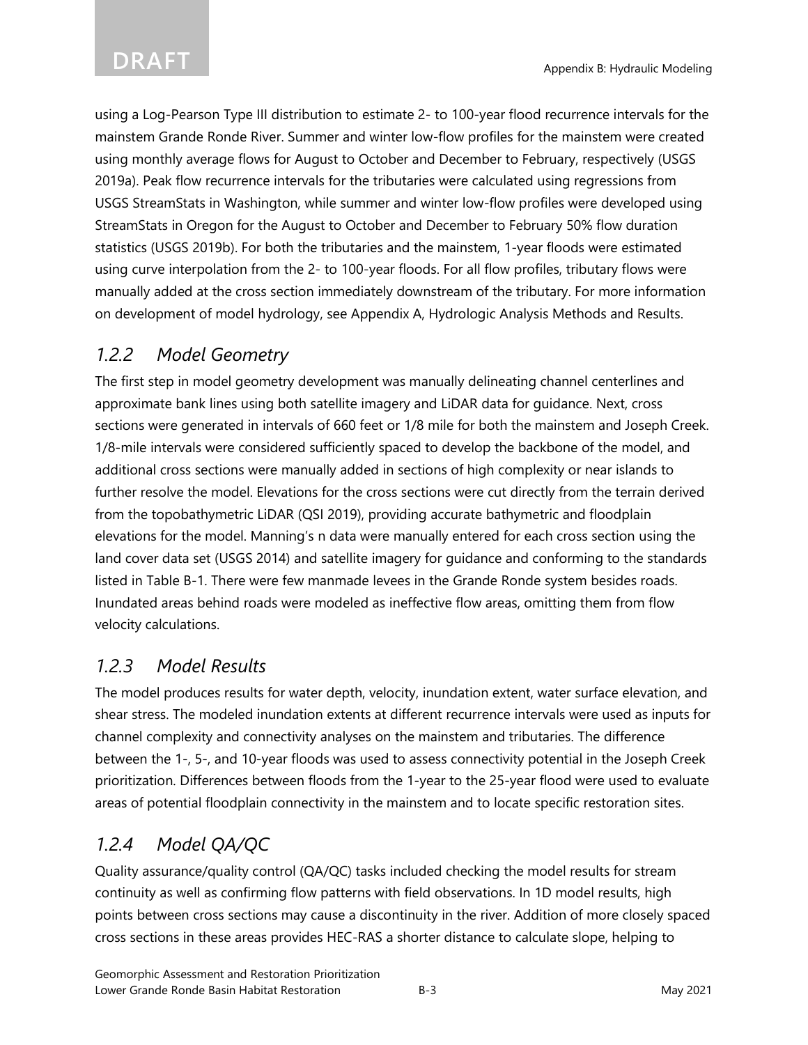using a Log-Pearson Type III distribution to estimate 2- to 100-year flood recurrence intervals for the mainstem Grande Ronde River. Summer and winter low-flow profiles for the mainstem were created using monthly average flows for August to October and December to February, respectively (USGS 2019a). Peak flow recurrence intervals for the tributaries were calculated using regressions from USGS StreamStats in Washington, while summer and winter low-flow profiles were developed using StreamStats in Oregon for the August to October and December to February 50% flow duration statistics (USGS 2019b). For both the tributaries and the mainstem, 1-year floods were estimated using curve interpolation from the 2- to 100-year floods. For all flow profiles, tributary flows were manually added at the cross section immediately downstream of the tributary. For more information on development of model hydrology, see Appendix A, Hydrologic Analysis Methods and Results.

### *1.2.2 Model Geometry*

The first step in model geometry development was manually delineating channel centerlines and approximate bank lines using both satellite imagery and LiDAR data for guidance. Next, cross sections were generated in intervals of 660 feet or 1/8 mile for both the mainstem and Joseph Creek. 1/8-mile intervals were considered sufficiently spaced to develop the backbone of the model, and additional cross sections were manually added in sections of high complexity or near islands to further resolve the model. Elevations for the cross sections were cut directly from the terrain derived from the topobathymetric LiDAR (QSI 2019), providing accurate bathymetric and floodplain elevations for the model. Manning's n data were manually entered for each cross section using the land cover data set (USGS 2014) and satellite imagery for guidance and conforming to the standards listed in Table B-1. There were few manmade levees in the Grande Ronde system besides roads. Inundated areas behind roads were modeled as ineffective flow areas, omitting them from flow velocity calculations.

### *1.2.3 Model Results*

The model produces results for water depth, velocity, inundation extent, water surface elevation, and shear stress. The modeled inundation extents at different recurrence intervals were used as inputs for channel complexity and connectivity analyses on the mainstem and tributaries. The difference between the 1-, 5-, and 10-year floods was used to assess connectivity potential in the Joseph Creek prioritization. Differences between floods from the 1-year to the 25-year flood were used to evaluate areas of potential floodplain connectivity in the mainstem and to locate specific restoration sites.

### *1.2.4 Model QA/QC*

Quality assurance/quality control (QA/QC) tasks included checking the model results for stream continuity as well as confirming flow patterns with field observations. In 1D model results, high points between cross sections may cause a discontinuity in the river. Addition of more closely spaced cross sections in these areas provides HEC-RAS a shorter distance to calculate slope, helping to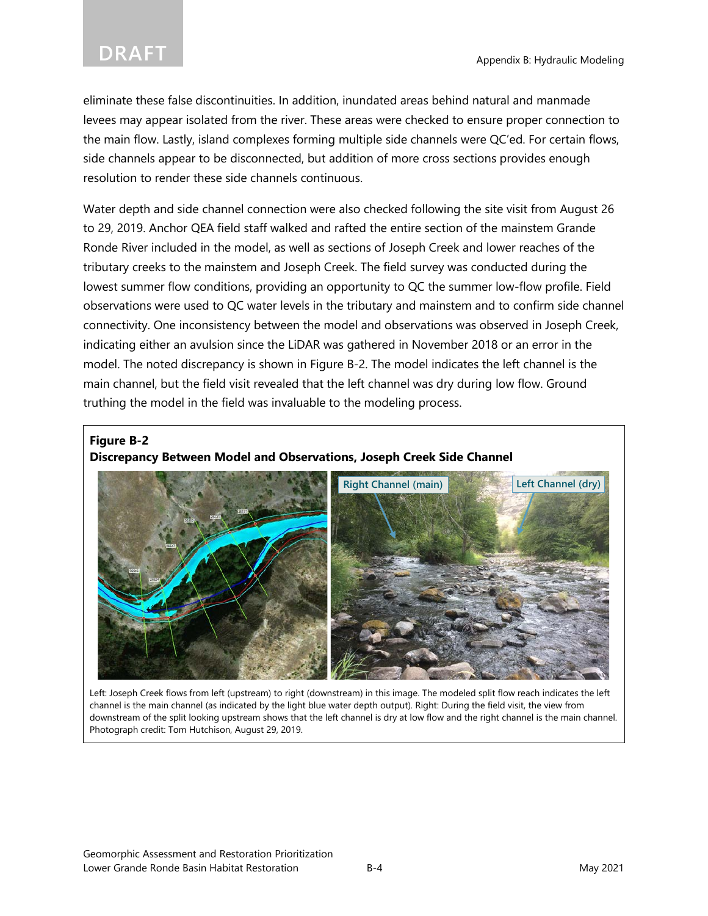eliminate these false discontinuities. In addition, inundated areas behind natural and manmade levees may appear isolated from the river. These areas were checked to ensure proper connection to the main flow. Lastly, island complexes forming multiple side channels were QC'ed. For certain flows, side channels appear to be disconnected, but addition of more cross sections provides enough resolution to render these side channels continuous.

Water depth and side channel connection were also checked following the site visit from August 26 to 29, 2019. Anchor QEA field staff walked and rafted the entire section of the mainstem Grande Ronde River included in the model, as well as sections of Joseph Creek and lower reaches of the tributary creeks to the mainstem and Joseph Creek. The field survey was conducted during the lowest summer flow conditions, providing an opportunity to QC the summer low-flow profile. Field observations were used to QC water levels in the tributary and mainstem and to confirm side channel connectivity. One inconsistency between the model and observations was observed in Joseph Creek, indicating either an avulsion since the LiDAR was gathered in November 2018 or an error in the model. The noted discrepancy is shown in Figure B-2. The model indicates the left channel is the main channel, but the field visit revealed that the left channel was dry during low flow. Ground truthing the model in the field was invaluable to the modeling process.

**Figure B-2**
**Discrepancy Between Model and Observations, Joseph Creek Side Channel**

Right Channel (main)

Left Channel (dry)

Left: Joseph Creek flows from left (upstream) to right (downstream) in this image. The modeled split flow reach indicates the left channel is the main channel (as indicated by the light blue water depth output). Right: During the field visit, the view from downstream of the split looking upstream shows that the left channel is dry at low flow and the right channel is the main channel. Photograph credit: Tom Hutchison, August 29, 2019.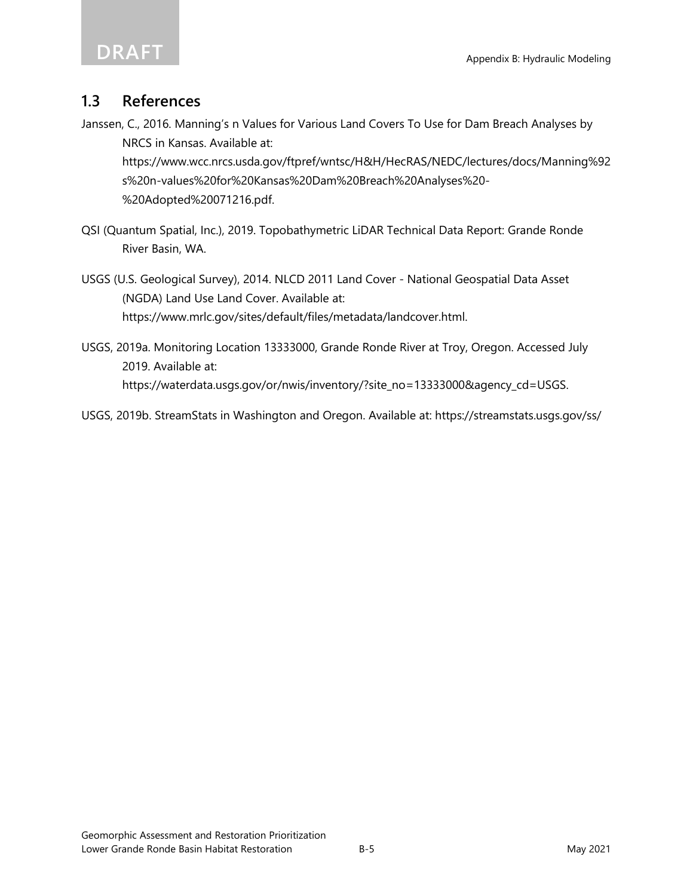## 1.3 References

Janssen, C., 2016. Manning's n Values for Various Land Covers To Use for Dam Breach Analyses by NRCS in Kansas. Available at: https://www.wcc.nrcs.usda.gov/ftpref/wntsc/H&H/HecRAS/NEDC/lectures/docs/Manning%92s%20n-values%20for%20Kansas%20Dam%20Breach%20Analyses%20-%20Adopted%20071216.pdf.

QSI (Quantum Spatial, Inc.), 2019. Topobathymetric LiDAR Technical Data Report: Grande Ronde River Basin, WA.

USGS (U.S. Geological Survey), 2014. NLCD 2011 Land Cover - National Geospatial Data Asset (NGDA) Land Use Land Cover. Available at: https://www.mrlc.gov/sites/default/files/metadata/landcover.html.

USGS, 2019a. Monitoring Location 13333000, Grande Ronde River at Troy, Oregon. Accessed July 2019. Available at: https://waterdata.usgs.gov/or/nwis/inventory/?site_no=13333000&agency_cd=USGS.

USGS, 2019b. StreamStats in Washington and Oregon. Available at: https://streamstats.usgs.gov/ss/